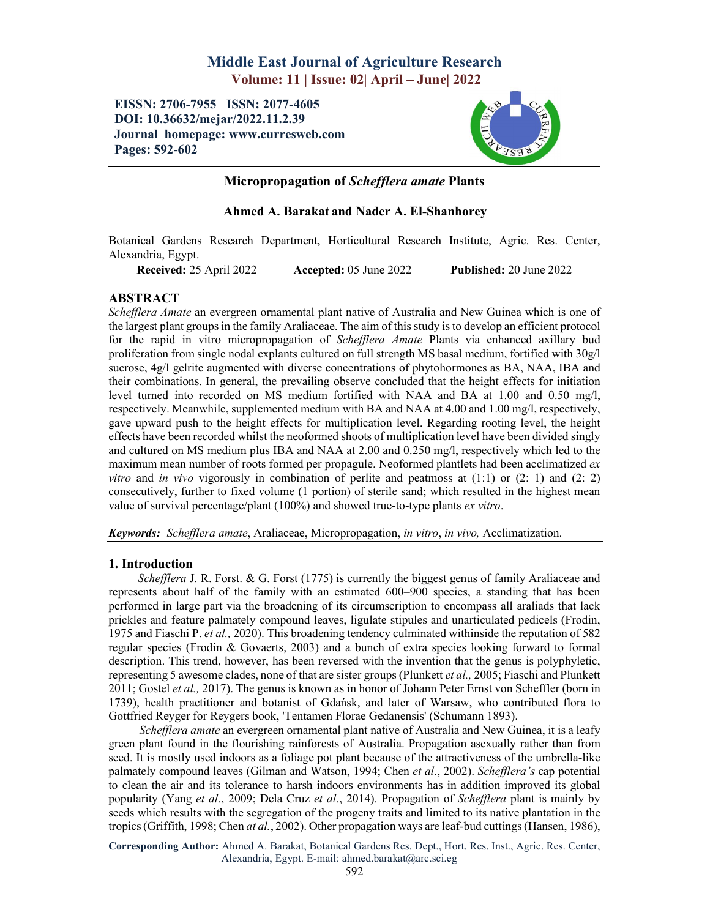# Middle East Journal of Agriculture Research

**Volume: 11 | Issue: 02| April – June| 2022**

**EISSN: 2706-7955 ISSN: 2077-4605**
**DOI: 10.36632/mejar/2022.11.2.39**
**Journal homepage: www.curresweb.com**
**Pages: 592-602**

## Micropropagation of *Schefflera amate* Plants

**Ahmed A. Barakat and Nader A. El-Shanhorey**

Botanical Gardens Research Department, Horticultural Research Institute, Agric. Res. Center, Alexandria, Egypt.

**Received:** 25 April 2022 **Accepted:** 05 June 2022 **Published:** 20 June 2022

## ABSTRACT

*Schefflera Amate* an evergreen ornamental plant native of Australia and New Guinea which is one of the largest plant groups in the family Araliaceae. The aim of this study is to develop an efficient protocol for the rapid in vitro micropropagation of *Schefflera Amate* Plants via enhanced axillary bud proliferation from single nodal explants cultured on full strength MS basal medium, fortified with 30g/l sucrose, 4g/l gelrite augmented with diverse concentrations of phytohormones as BA, NAA, IBA and their combinations. In general, the prevailing observe concluded that the height effects for initiation level turned into recorded on MS medium fortified with NAA and BA at 1.00 and 0.50 mg/l, respectively. Meanwhile, supplemented medium with BA and NAA at 4.00 and 1.00 mg/l, respectively, gave upward push to the height effects for multiplication level. Regarding rooting level, the height effects have been recorded whilst the neoformed shoots of multiplication level have been divided singly and cultured on MS medium plus IBA and NAA at 2.00 and 0.250 mg/l, respectively which led to the maximum mean number of roots formed per propagule. Neoformed plantlets had been acclimatized *ex vitro* and *in vivo* vigorously in combination of perlite and peatmoss at (1:1) or (2: 1) and (2: 2) consecutively, further to fixed volume (1 portion) of sterile sand; which resulted in the highest mean value of survival percentage/plant (100%) and showed true-to-type plants *ex vitro*.

***Keywords:*** *Schefflera amate*, Araliaceae, Micropropagation, *in vitro*, *in vivo,* Acclimatization.

## 1. Introduction

*Schefflera* J. R. Forst. & G. Forst (1775) is currently the biggest genus of family Araliaceae and represents about half of the family with an estimated 600–900 species, a standing that has been performed in large part via the broadening of its circumscription to encompass all araliads that lack prickles and feature palmately compound leaves, ligulate stipules and unarticulated pedicels (Frodin, 1975 and Fiaschi P. *et al.,* 2020). This broadening tendency culminated withinside the reputation of 582 regular species (Frodin & Govaerts, 2003) and a bunch of extra species looking forward to formal description. This trend, however, has been reversed with the invention that the genus is polyphyletic, representing 5 awesome clades, none of that are sister groups (Plunkett *et al.,* 2005; Fiaschi and Plunkett 2011; Gostel *et al.,* 2017). The genus is known as in honor of Johann Peter Ernst von Scheffler (born in 1739), health practitioner and botanist of Gdańsk, and later of Warsaw, who contributed flora to Gottfried Reyger for Reygers book, 'Tentamen Florae Gedanensis' (Schumann 1893).

*Schefflera amate* an evergreen ornamental plant native of Australia and New Guinea, it is a leafy green plant found in the flourishing rainforests of Australia. Propagation asexually rather than from seed. It is mostly used indoors as a foliage pot plant because of the attractiveness of the umbrella-like palmately compound leaves (Gilman and Watson, 1994; Chen *et al*., 2002). *Schefflera's* cap potential to clean the air and its tolerance to harsh indoors environments has in addition improved its global popularity (Yang *et al*., 2009; Dela Cruz *et al*., 2014). Propagation of *Schefflera* plant is mainly by seeds which results with the segregation of the progeny traits and limited to its native plantation in the tropics (Griffith, 1998; Chen *at al.*, 2002). Other propagation ways are leaf-bud cuttings (Hansen, 1986),

**Corresponding Author:** Ahmed A. Barakat, Botanical Gardens Res. Dept., Hort. Res. Inst., Agric. Res. Center, Alexandria, Egypt. E-mail: ahmed.barakat@arc.sci.eg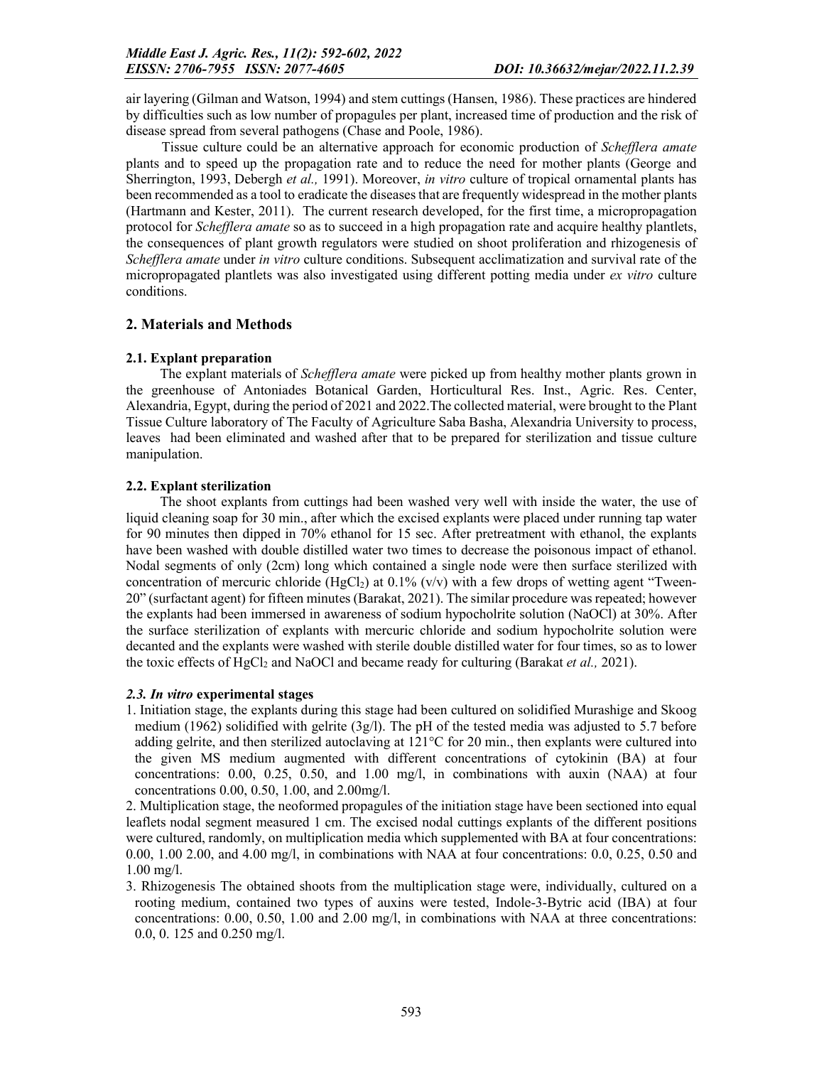air layering (Gilman and Watson, 1994) and stem cuttings (Hansen, 1986). These practices are hindered by difficulties such as low number of propagules per plant, increased time of production and the risk of disease spread from several pathogens (Chase and Poole, 1986).

Tissue culture could be an alternative approach for economic production of *Schefflera amate* plants and to speed up the propagation rate and to reduce the need for mother plants (George and Sherrington, 1993, Debergh *et al.,* 1991). Moreover, *in vitro* culture of tropical ornamental plants has been recommended as a tool to eradicate the diseases that are frequently widespread in the mother plants (Hartmann and Kester, 2011). The current research developed, for the first time, a micropropagation protocol for *Schefflera amate* so as to succeed in a high propagation rate and acquire healthy plantlets, the consequences of plant growth regulators were studied on shoot proliferation and rhizogenesis of *Schefflera amate* under *in vitro* culture conditions. Subsequent acclimatization and survival rate of the micropropagated plantlets was also investigated using different potting media under *ex vitro* culture conditions.

## 2. Materials and Methods

### 2.1. Explant preparation

The explant materials of *Schefflera amate* were picked up from healthy mother plants grown in the greenhouse of Antoniades Botanical Garden, Horticultural Res. Inst., Agric. Res. Center, Alexandria, Egypt, during the period of 2021 and 2022.The collected material, were brought to the Plant Tissue Culture laboratory of The Faculty of Agriculture Saba Basha, Alexandria University to process, leaves had been eliminated and washed after that to be prepared for sterilization and tissue culture manipulation.

### 2.2. Explant sterilization

The shoot explants from cuttings had been washed very well with inside the water, the use of liquid cleaning soap for 30 min., after which the excised explants were placed under running tap water for 90 minutes then dipped in 70% ethanol for 15 sec. After pretreatment with ethanol, the explants have been washed with double distilled water two times to decrease the poisonous impact of ethanol. Nodal segments of only (2cm) long which contained a single node were then surface sterilized with concentration of mercuric chloride ($HgCl_2$) at 0.1% (v/v) with a few drops of wetting agent "Tween-20" (surfactant agent) for fifteen minutes (Barakat, 2021). The similar procedure was repeated; however the explants had been immersed in awareness of sodium hypocholrite solution (NaOCl) at 30%. After the surface sterilization of explants with mercuric chloride and sodium hypocholrite solution were decanted and the explants were washed with sterile double distilled water for four times, so as to lower the toxic effects of $HgCl_2$ and NaOCl and became ready for culturing (Barakat *et al.,* 2021).

### *2.3. In vitro* experimental stages

1. Initiation stage, the explants during this stage had been cultured on solidified Murashige and Skoog medium (1962) solidified with gelrite (3g/l). The pH of the tested media was adjusted to 5.7 before adding gelrite, and then sterilized autoclaving at 121°C for 20 min., then explants were cultured into the given MS medium augmented with different concentrations of cytokinin (BA) at four concentrations: 0.00, 0.25, 0.50, and 1.00 mg/l, in combinations with auxin (NAA) at four concentrations 0.00, 0.50, 1.00, and 2.00mg/l.
2. Multiplication stage, the neoformed propagules of the initiation stage have been sectioned into equal leaflets nodal segment measured 1 cm. The excised nodal cuttings explants of the different positions were cultured, randomly, on multiplication media which supplemented with BA at four concentrations: 0.00, 1.00 2.00, and 4.00 mg/l, in combinations with NAA at four concentrations: 0.0, 0.25, 0.50 and 1.00 mg/l.
3. Rhizogenesis The obtained shoots from the multiplication stage were, individually, cultured on a rooting medium, contained two types of auxins were tested, Indole-3-Bytric acid (IBA) at four concentrations: 0.00, 0.50, 1.00 and 2.00 mg/l, in combinations with NAA at three concentrations: 0.0, 0. 125 and 0.250 mg/l.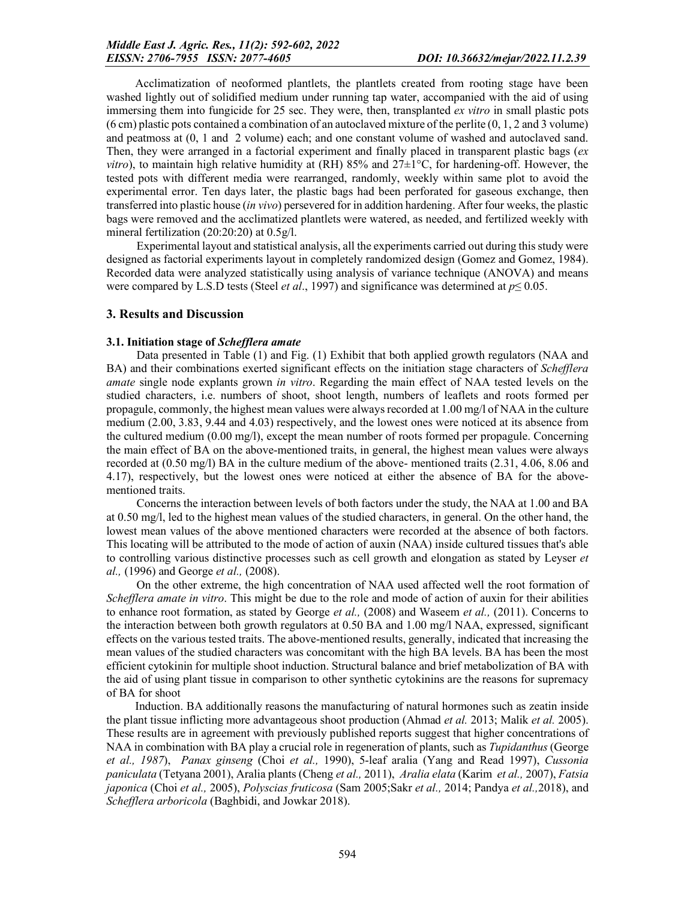Acclimatization of neoformed plantlets, the plantlets created from rooting stage have been washed lightly out of solidified medium under running tap water, accompanied with the aid of using immersing them into fungicide for 25 sec. They were, then, transplanted *ex vitro* in small plastic pots (6 cm) plastic pots contained a combination of an autoclaved mixture of the perlite (0, 1, 2 and 3 volume) and peatmoss at (0, 1 and 2 volume) each; and one constant volume of washed and autoclaved sand. Then, they were arranged in a factorial experiment and finally placed in transparent plastic bags (*ex vitro*), to maintain high relative humidity at (RH) 85% and 27±1°C, for hardening-off. However, the tested pots with different media were rearranged, randomly, weekly within same plot to avoid the experimental error. Ten days later, the plastic bags had been perforated for gaseous exchange, then transferred into plastic house (*in vivo*) persevered for in addition hardening. After four weeks, the plastic bags were removed and the acclimatized plantlets were watered, as needed, and fertilized weekly with mineral fertilization (20:20:20) at 0.5g/l.

Experimental layout and statistical analysis, all the experiments carried out during this study were designed as factorial experiments layout in completely randomized design (Gomez and Gomez, 1984). Recorded data were analyzed statistically using analysis of variance technique (ANOVA) and means were compared by L.S.D tests (Steel *et al*., 1997) and significance was determined at $p \leq 0.05$.

## 3. Results and Discussion

### 3.1. Initiation stage of *Schefflera amate*

Data presented in Table (1) and Fig. (1) Exhibit that both applied growth regulators (NAA and BA) and their combinations exerted significant effects on the initiation stage characters of *Schefflera amate* single node explants grown *in vitro*. Regarding the main effect of NAA tested levels on the studied characters, i.e. numbers of shoot, shoot length, numbers of leaflets and roots formed per propagule, commonly, the highest mean values were always recorded at 1.00 mg/l of NAA in the culture medium (2.00, 3.83, 9.44 and 4.03) respectively, and the lowest ones were noticed at its absence from the cultured medium (0.00 mg/l), except the mean number of roots formed per propagule. Concerning the main effect of BA on the above-mentioned traits, in general, the highest mean values were always recorded at (0.50 mg/l) BA in the culture medium of the above- mentioned traits (2.31, 4.06, 8.06 and 4.17), respectively, but the lowest ones were noticed at either the absence of BA for the above-mentioned traits.

Concerns the interaction between levels of both factors under the study, the NAA at 1.00 and BA at 0.50 mg/l, led to the highest mean values of the studied characters, in general. On the other hand, the lowest mean values of the above mentioned characters were recorded at the absence of both factors. This locating will be attributed to the mode of action of auxin (NAA) inside cultured tissues that's able to controlling various distinctive processes such as cell growth and elongation as stated by Leyser *et al.,* (1996) and George *et al.,* (2008).

On the other extreme, the high concentration of NAA used affected well the root formation of *Schefflera amate in vitro*. This might be due to the role and mode of action of auxin for their abilities to enhance root formation, as stated by George *et al.,* (2008) and Waseem *et al.,* (2011). Concerns to the interaction between both growth regulators at 0.50 BA and 1.00 mg/l NAA, expressed, significant effects on the various tested traits. The above-mentioned results, generally, indicated that increasing the mean values of the studied characters was concomitant with the high BA levels. BA has been the most efficient cytokinin for multiple shoot induction. Structural balance and brief metabolization of BA with the aid of using plant tissue in comparison to other synthetic cytokinins are the reasons for supremacy of BA for shoot

Induction. BA additionally reasons the manufacturing of natural hormones such as zeatin inside the plant tissue inflicting more advantageous shoot production (Ahmad *et al.* 2013; Malik *et al.* 2005). These results are in agreement with previously published reports suggest that higher concentrations of NAA in combination with BA play a crucial role in regeneration of plants, such as *Tupidanthus* (George *et al., 1987*), *Panax ginseng* (Choi *et al.,* 1990), 5-leaf aralia (Yang and Read 1997), *Cussonia paniculata* (Tetyana 2001), Aralia plants (Cheng *et al.,* 2011), *Aralia elata* (Karim *et al.,* 2007), *Fatsia japonica* (Choi *et al.,* 2005), *Polyscias fruticosa* (Sam 2005;Sakr *et al.,* 2014; Pandya *et al.,*2018), and *Schefflera arboricola* (Baghbidi, and Jowkar 2018).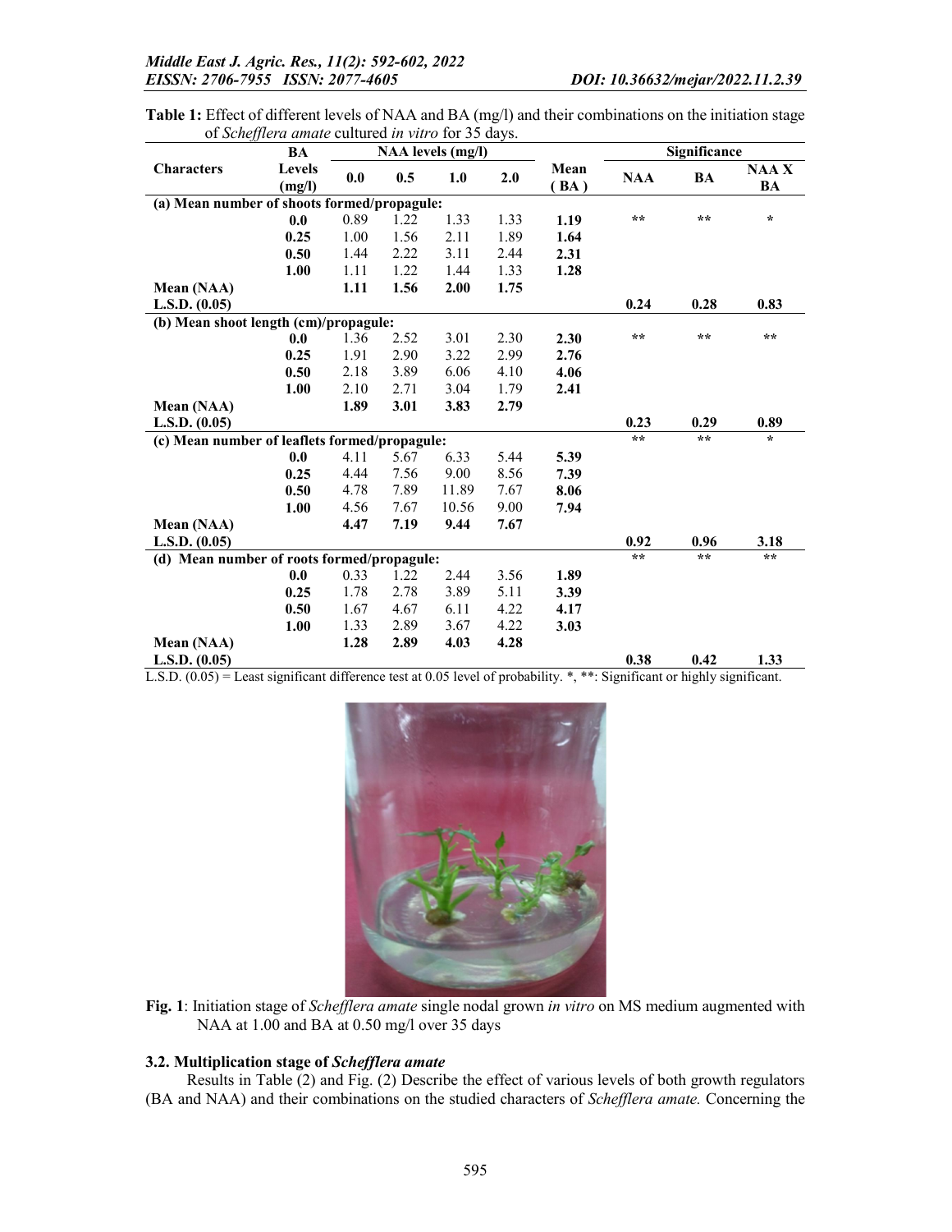**Table 1:** Effect of different levels of NAA and BA (mg/l) and their combinations on the initiation stage of *Schefflera amate* cultured *in vitro* for 35 days.

| Characters | BA Levels (mg/l) | NAA levels (mg/l) | | | | Mean (BA) | Significance | | |
|---|---|---|---|---|---|---|---|---|---|
| | | 0.0 | 0.5 | 1.0 | 2.0 | | NAA | BA | NAA X BA |
| **(a) Mean number of shoots formed/propagule:** | | | | | | | | | |
| | **0.0** | 0.89 | 1.22 | 1.33 | 1.33 | **1.19** | ** | ** | * |
| | **0.25** | 1.00 | 1.56 | 2.11 | 1.89 | **1.64** | | | |
| | **0.50** | 1.44 | 2.22 | 3.11 | 2.44 | **2.31** | | | |
| | **1.00** | 1.11 | 1.22 | 1.44 | 1.33 | **1.28** | | | |
| **Mean (NAA)** | | **1.11** | **1.56** | **2.00** | **1.75** | | | | |
| **L.S.D. (0.05)** | | | | | | | **0.24** | **0.28** | **0.83** |
| **(b) Mean shoot length (cm)/propagule:** | | | | | | | | | |
| | **0.0** | 1.36 | 2.52 | 3.01 | 2.30 | **2.30** | ** | ** | ** |
| | **0.25** | 1.91 | 2.90 | 3.22 | 2.99 | **2.76** | | | |
| | **0.50** | 2.18 | 3.89 | 6.06 | 4.10 | **4.06** | | | |
| | **1.00** | 2.10 | 2.71 | 3.04 | 1.79 | **2.41** | | | |
| **Mean (NAA)** | | **1.89** | **3.01** | **3.83** | **2.79** | | | | |
| **L.S.D. (0.05)** | | | | | | | **0.23** | **0.29** | **0.89** |
| **(c) Mean number of leaflets formed/propagule:** | | | | | | | ** | ** | * |
| | **0.0** | 4.11 | 5.67 | 6.33 | 5.44 | **5.39** | | | |
| | **0.25** | 4.44 | 7.56 | 9.00 | 8.56 | **7.39** | | | |
| | **0.50** | 4.78 | 7.89 | 11.89 | 7.67 | **8.06** | | | |
| | **1.00** | 4.56 | 7.67 | 10.56 | 9.00 | **7.94** | | | |
| **Mean (NAA)** | | **4.47** | **7.19** | **9.44** | **7.67** | | | | |
| **L.S.D. (0.05)** | | | | | | | **0.92** | **0.96** | **3.18** |
| **(d) Mean number of roots formed/propagule:** | | | | | | | ** | ** | ** |
| | **0.0** | 0.33 | 1.22 | 2.44 | 3.56 | **1.89** | | | |
| | **0.25** | 1.78 | 2.78 | 3.89 | 5.11 | **3.39** | | | |
| | **0.50** | 1.67 | 4.67 | 6.11 | 4.22 | **4.17** | | | |
| | **1.00** | 1.33 | 2.89 | 3.67 | 4.22 | **3.03** | | | |
| **Mean (NAA)** | | **1.28** | **2.89** | **4.03** | **4.28** | | | | |
| **L.S.D. (0.05)** | | | | | | | **0.38** | **0.42** | **1.33** |

L.S.D. (0.05) = Least significant difference test at 0.05 level of probability. *, **: Significant or highly significant.

**Fig. 1**: Initiation stage of *Schefflera amate* single nodal grown *in vitro* on MS medium augmented with NAA at 1.00 and BA at 0.50 mg/l over 35 days

### 3.2. Multiplication stage of *Schefflera amate*

Results in Table (2) and Fig. (2) Describe the effect of various levels of both growth regulators (BA and NAA) and their combinations on the studied characters of *Schefflera amate.* Concerning the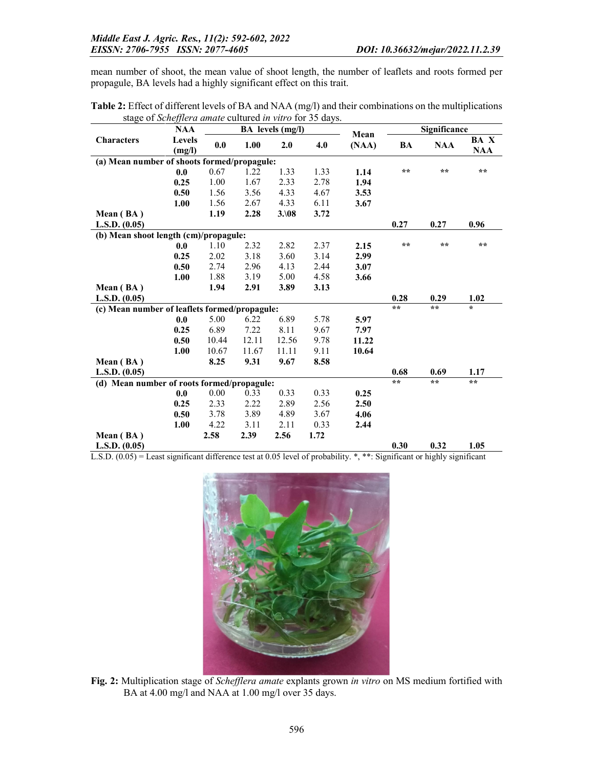mean number of shoot, the mean value of shoot length, the number of leaflets and roots formed per propagule, BA levels had a highly significant effect on this trait.

**Table 2:** Effect of different levels of BA and NAA (mg/l) and their combinations on the multiplications stage of *Schefflera amate* cultured *in vitro* for 35 days.

| Characters | NAA Levels (mg/l) | BA levels (mg/l) 0.0 | 1.00 | 2.0 | 4.0 | Mean (NAA) | Significance BA | NAA | BA X NAA |
|---|---|---|---|---|---|---|---|---|---|
| **(a) Mean number of shoots formed/propagule:** | | | | | | | | | |
| | **0.0** | 0.67 | 1.22 | 1.33 | 1.33 | **1.14** | ** | ** | ** |
| | **0.25** | 1.00 | 1.67 | 2.33 | 2.78 | **1.94** | | | |
| | **0.50** | 1.56 | 3.56 | 4.33 | 4.67 | **3.53** | | | |
| | **1.00** | 1.56 | 2.67 | 4.33 | 6.11 | **3.67** | | | |
| **Mean ( BA )** | | **1.19** | **2.28** | **3.\08** | **3.72** | | | | |
| **L.S.D. (0.05)** | | | | | | | **0.27** | **0.27** | **0.96** |
| **(b) Mean shoot length (cm)/propagule:** | | | | | | | | | |
| | **0.0** | 1.10 | 2.32 | 2.82 | 2.37 | **2.15** | ** | ** | ** |
| | **0.25** | 2.02 | 3.18 | 3.60 | 3.14 | **2.99** | | | |
| | **0.50** | 2.74 | 2.96 | 4.13 | 2.44 | **3.07** | | | |
| | **1.00** | 1.88 | 3.19 | 5.00 | 4.58 | **3.66** | | | |
| **Mean ( BA )** | | **1.94** | **2.91** | **3.89** | **3.13** | | | | |
| **L.S.D. (0.05)** | | | | | | | **0.28** | **0.29** | **1.02** |
| **(c) Mean number of leaflets formed/propagule:** | | | | | | | ** | ** | * |
| | **0.0** | 5.00 | 6.22 | 6.89 | 5.78 | **5.97** | | | |
| | **0.25** | 6.89 | 7.22 | 8.11 | 9.67 | **7.97** | | | |
| | **0.50** | 10.44 | 12.11 | 12.56 | 9.78 | **11.22** | | | |
| | **1.00** | 10.67 | 11.67 | 11.11 | 9.11 | **10.64** | | | |
| **Mean ( BA )** | | **8.25** | **9.31** | **9.67** | **8.58** | | | | |
| **L.S.D. (0.05)** | | | | | | | **0.68** | **0.69** | **1.17** |
| **(d) Mean number of roots formed/propagule:** | | | | | | | ** | ** | ** |
| | **0.0** | 0.00 | 0.33 | 0.33 | 0.33 | **0.25** | | | |
| | **0.25** | 2.33 | 2.22 | 2.89 | 2.56 | **2.50** | | | |
| | **0.50** | 3.78 | 3.89 | 4.89 | 3.67 | **4.06** | | | |
| | **1.00** | 4.22 | 3.11 | 2.11 | 0.33 | **2.44** | | | |
| **Mean ( BA )** | | **2.58** | **2.39** | **2.56** | **1.72** | | | | |
| **L.S.D. (0.05)** | | | | | | | **0.30** | **0.32** | **1.05** |

L.S.D. (0.05) = Least significant difference test at 0.05 level of probability. *, **: Significant or highly significant

**Fig. 2:** Multiplication stage of *Schefflera amate* explants grown *in vitro* on MS medium fortified with BA at 4.00 mg/l and NAA at 1.00 mg/l over 35 days.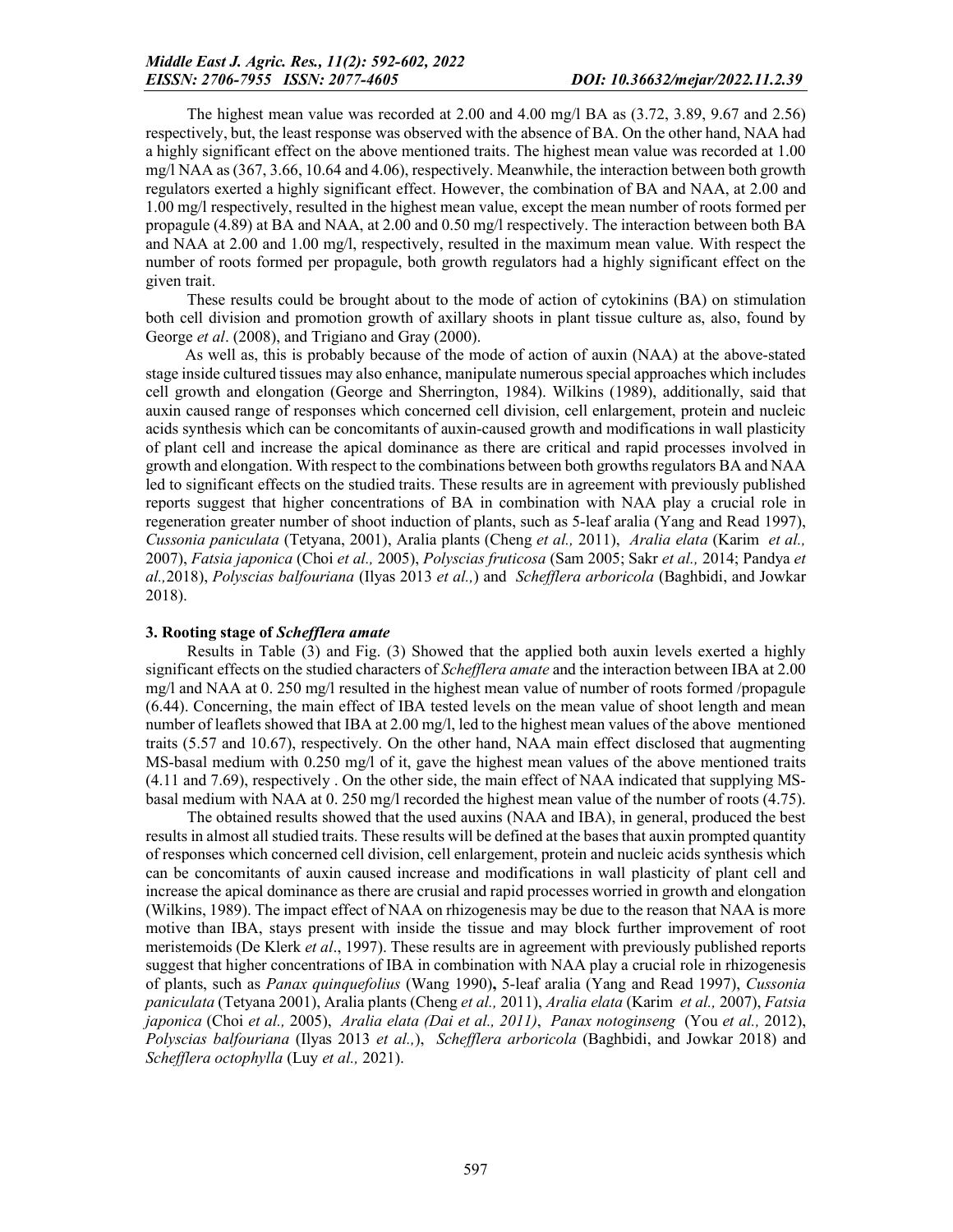The highest mean value was recorded at 2.00 and 4.00 mg/l BA as (3.72, 3.89, 9.67 and 2.56) respectively, but, the least response was observed with the absence of BA. On the other hand, NAA had a highly significant effect on the above mentioned traits. The highest mean value was recorded at 1.00 mg/l NAA as (367, 3.66, 10.64 and 4.06), respectively. Meanwhile, the interaction between both growth regulators exerted a highly significant effect. However, the combination of BA and NAA, at 2.00 and 1.00 mg/l respectively, resulted in the highest mean value, except the mean number of roots formed per propagule (4.89) at BA and NAA, at 2.00 and 0.50 mg/l respectively. The interaction between both BA and NAA at 2.00 and 1.00 mg/l, respectively, resulted in the maximum mean value. With respect the number of roots formed per propagule, both growth regulators had a highly significant effect on the given trait.

These results could be brought about to the mode of action of cytokinins (BA) on stimulation both cell division and promotion growth of axillary shoots in plant tissue culture as, also, found by George *et al*. (2008), and Trigiano and Gray (2000).

As well as, this is probably because of the mode of action of auxin (NAA) at the above-stated stage inside cultured tissues may also enhance, manipulate numerous special approaches which includes cell growth and elongation (George and Sherrington, 1984). Wilkins (1989), additionally, said that auxin caused range of responses which concerned cell division, cell enlargement, protein and nucleic acids synthesis which can be concomitants of auxin-caused growth and modifications in wall plasticity of plant cell and increase the apical dominance as there are critical and rapid processes involved in growth and elongation. With respect to the combinations between both growths regulators BA and NAA led to significant effects on the studied traits. These results are in agreement with previously published reports suggest that higher concentrations of BA in combination with NAA play a crucial role in regeneration greater number of shoot induction of plants, such as 5-leaf aralia (Yang and Read 1997), *Cussonia paniculata* (Tetyana, 2001), Aralia plants (Cheng *et al.,* 2011), *Aralia elata* (Karim *et al.,* 2007), *Fatsia japonica* (Choi *et al.,* 2005), *Polyscias fruticosa* (Sam 2005; Sakr *et al.,* 2014; Pandya *et al.,*2018), *Polyscias balfouriana* (Ilyas 2013 *et al.,*) and *Schefflera arboricola* (Baghbidi, and Jowkar 2018).

### 3. Rooting stage of *Schefflera amate*

Results in Table (3) and Fig. (3) Showed that the applied both auxin levels exerted a highly significant effects on the studied characters of *Schefflera amate* and the interaction between IBA at 2.00 mg/l and NAA at 0. 250 mg/l resulted in the highest mean value of number of roots formed /propagule (6.44). Concerning, the main effect of IBA tested levels on the mean value of shoot length and mean number of leaflets showed that IBA at 2.00 mg/l, led to the highest mean values of the above mentioned traits (5.57 and 10.67), respectively. On the other hand, NAA main effect disclosed that augmenting MS-basal medium with 0.250 mg/l of it, gave the highest mean values of the above mentioned traits (4.11 and 7.69), respectively . On the other side, the main effect of NAA indicated that supplying MS-basal medium with NAA at 0. 250 mg/l recorded the highest mean value of the number of roots (4.75).

The obtained results showed that the used auxins (NAA and IBA), in general, produced the best results in almost all studied traits. These results will be defined at the bases that auxin prompted quantity of responses which concerned cell division, cell enlargement, protein and nucleic acids synthesis which can be concomitants of auxin caused increase and modifications in wall plasticity of plant cell and increase the apical dominance as there are crusial and rapid processes worried in growth and elongation (Wilkins, 1989). The impact effect of NAA on rhizogenesis may be due to the reason that NAA is more motive than IBA, stays present with inside the tissue and may block further improvement of root meristemoids (De Klerk *et al*., 1997). These results are in agreement with previously published reports suggest that higher concentrations of IBA in combination with NAA play a crucial role in rhizogenesis of plants, such as *Panax quinquefolius* (Wang 1990)**,** 5-leaf aralia (Yang and Read 1997), *Cussonia paniculata* (Tetyana 2001), Aralia plants (Cheng *et al.,* 2011), *Aralia elata* (Karim *et al.,* 2007), *Fatsia japonica* (Choi *et al.,* 2005), *Aralia elata (Dai et al., 2011)*, *Panax notoginseng* (You *et al.,* 2012), *Polyscias balfouriana* (Ilyas 2013 *et al.,*), *Schefflera arboricola* (Baghbidi, and Jowkar 2018) and *Schefflera octophylla* (Luy *et al.,* 2021).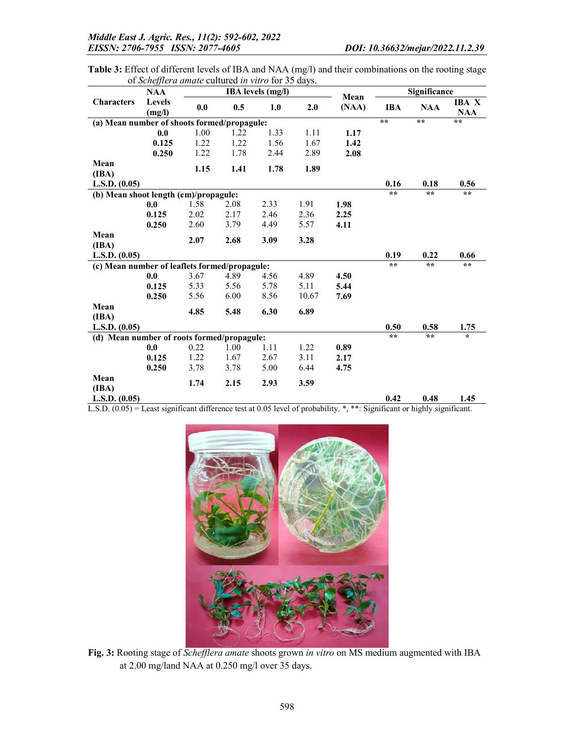**Table 3:** Effect of different levels of IBA and NAA (mg/l) and their combinations on the rooting stage of *Schefflera amate* cultured *in vitro* for 35 days.

| Characters | NAA Levels (mg/l) | IBA levels (mg/l) 0.0 | 0.5 | 1.0 | 2.0 | Mean (NAA) | Significance IBA | NAA | IBA X NAA |
|---|---|---|---|---|---|---|---|---|---|
| **(a) Mean number of shoots formed/propagule:** | | | | | | | ** | ** | ** |
| | **0.0** | 1.00 | 1.22 | 1.33 | 1.11 | **1.17** | | | |
| | **0.125** | 1.22 | 1.22 | 1.56 | 1.67 | **1.42** | | | |
| | **0.250** | 1.22 | 1.78 | 2.44 | 2.89 | **2.08** | | | |
| **Mean (IBA)** | | **1.15** | **1.41** | **1.78** | **1.89** | | | | |
| **L.S.D. (0.05)** | | | | | | | **0.16** | **0.18** | **0.56** |
| **(b) Mean shoot length (cm)/propagule:** | | | | | | | ** | ** | ** |
| | **0.0** | 1.58 | 2.08 | 2.33 | 1.91 | **1.98** | | | |
| | **0.125** | 2.02 | 2.17 | 2.46 | 2.36 | **2.25** | | | |
| | **0.250** | 2.60 | 3.79 | 4.49 | 5.57 | **4.11** | | | |
| **Mean (IBA)** | | **2.07** | **2.68** | **3.09** | **3.28** | | | | |
| **L.S.D. (0.05)** | | | | | | | **0.19** | **0.22** | **0.66** |
| **(c) Mean number of leaflets formed/propagule:** | | | | | | | ** | ** | ** |
| | **0.0** | 3.67 | 4.89 | 4.56 | 4.89 | **4.50** | | | |
| | **0.125** | 5.33 | 5.56 | 5.78 | 5.11 | **5.44** | | | |
| | **0.250** | 5.56 | 6.00 | 8.56 | 10.67 | **7.69** | | | |
| **Mean (IBA)** | | **4.85** | **5.48** | **6.30** | **6.89** | | | | |
| **L.S.D. (0.05)** | | | | | | | **0.50** | **0.58** | **1.75** |
| **(d) Mean number of roots formed/propagule:** | | | | | | | ** | ** | * |
| | **0.0** | 0.22 | 1.00 | 1.11 | 1.22 | **0.89** | | | |
| | **0.125** | 1.22 | 1.67 | 2.67 | 3.11 | **2.17** | | | |
| | **0.250** | 3.78 | 3.78 | 5.00 | 6.44 | **4.75** | | | |
| **Mean (IBA)** | | **1.74** | **2.15** | **2.93** | **3.59** | | | | |
| **L.S.D. (0.05)** | | | | | | | **0.42** | **0.48** | **1.45** |

L.S.D. (0.05) = Least significant difference test at 0.05 level of probability. *, **: Significant or highly significant.

**Fig. 3:** Rooting stage of *Schefflera amate* shoots grown *in vitro* on MS medium augmented with IBA at 2.00 mg/land NAA at 0.250 mg/l over 35 days.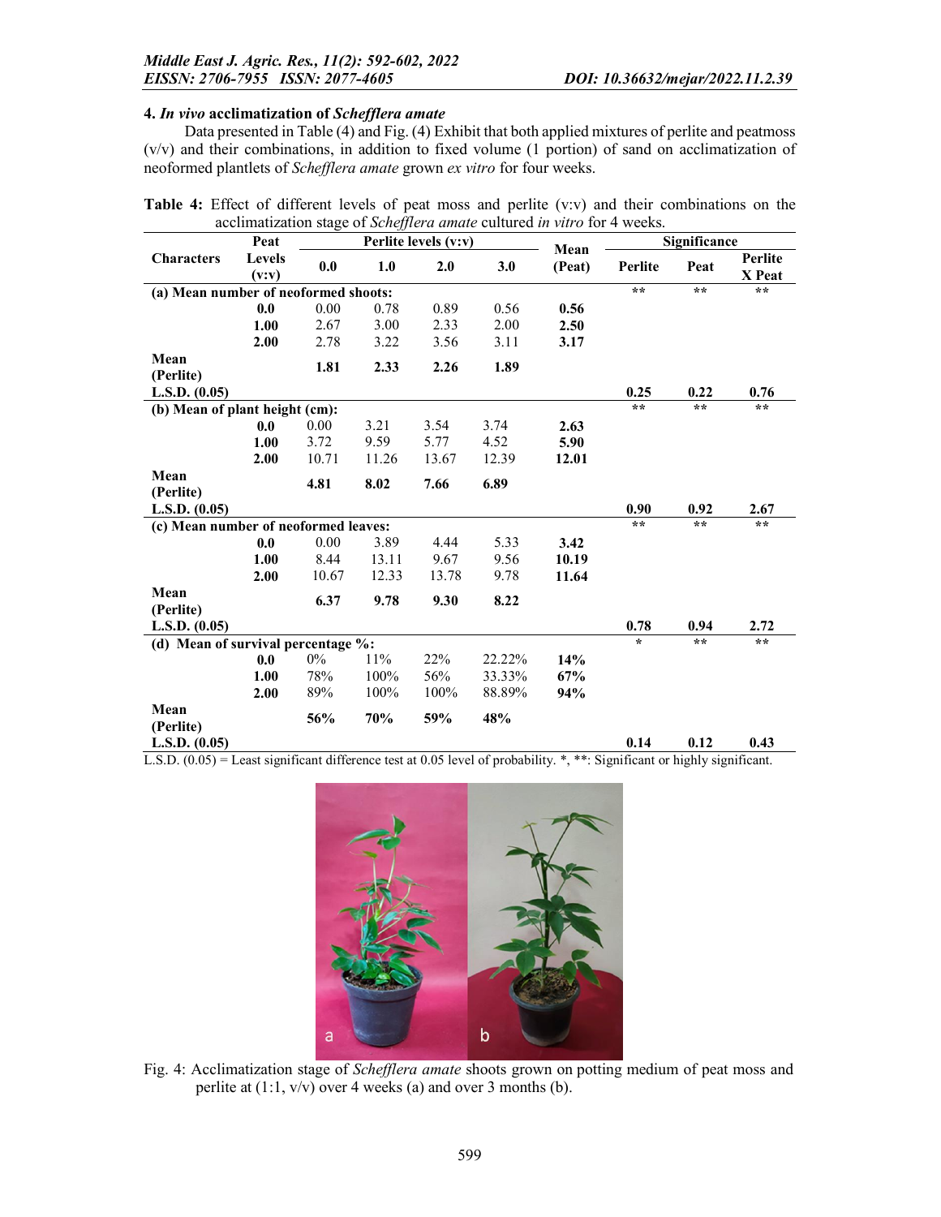### 4. *In vivo* acclimatization of *Schefflera amate*

Data presented in Table (4) and Fig. (4) Exhibit that both applied mixtures of perlite and peatmoss (v/v) and their combinations, in addition to fixed volume (1 portion) of sand on acclimatization of neoformed plantlets of *Schefflera amate* grown *ex vitro* for four weeks.

**Table 4:** Effect of different levels of peat moss and perlite (v:v) and their combinations on the acclimatization stage of *Schefflera amate* cultured *in vitro* for 4 weeks.

| Characters | Peat Levels (v:v) | Perlite levels (v:v) | | | | Mean (Peat) | Significance | | |
|---|---|---|---|---|---|---|---|---|---|
| | | 0.0 | 1.0 | 2.0 | 3.0 | | Perlite | Peat | Perlite X Peat |
| **(a) Mean number of neoformed shoots:** | | | | | | | ** | ** | ** |
| | **0.0** | 0.00 | 0.78 | 0.89 | 0.56 | **0.56** | | | |
| | **1.00** | 2.67 | 3.00 | 2.33 | 2.00 | **2.50** | | | |
| | **2.00** | 2.78 | 3.22 | 3.56 | 3.11 | **3.17** | | | |
| **Mean (Perlite)** | | **1.81** | **2.33** | **2.26** | **1.89** | | | | |
| **L.S.D. (0.05)** | | | | | | | **0.25** | **0.22** | **0.76** |
| **(b) Mean of plant height (cm):** | | | | | | | ** | ** | ** |
| | **0.0** | 0.00 | 3.21 | 3.54 | 3.74 | **2.63** | | | |
| | **1.00** | 3.72 | 9.59 | 5.77 | 4.52 | **5.90** | | | |
| | **2.00** | 10.71 | 11.26 | 13.67 | 12.39 | **12.01** | | | |
| **Mean (Perlite)** | | **4.81** | **8.02** | **7.66** | **6.89** | | | | |
| **L.S.D. (0.05)** | | | | | | | **0.90** | **0.92** | **2.67** |
| **(c) Mean number of neoformed leaves:** | | | | | | | ** | ** | ** |
| | **0.0** | 0.00 | 3.89 | 4.44 | 5.33 | **3.42** | | | |
| | **1.00** | 8.44 | 13.11 | 9.67 | 9.56 | **10.19** | | | |
| | **2.00** | 10.67 | 12.33 | 13.78 | 9.78 | **11.64** | | | |
| **Mean (Perlite)** | | **6.37** | **9.78** | **9.30** | **8.22** | | | | |
| **L.S.D. (0.05)** | | | | | | | **0.78** | **0.94** | **2.72** |
| **(d) Mean of survival percentage %:** | | | | | | | * | ** | ** |
| | **0.0** | 0% | 11% | 22% | 22.22% | **14%** | | | |
| | **1.00** | 78% | 100% | 56% | 33.33% | **67%** | | | |
| | **2.00** | 89% | 100% | 100% | 88.89% | **94%** | | | |
| **Mean (Perlite)** | | **56%** | **70%** | **59%** | **48%** | | | | |
| **L.S.D. (0.05)** | | | | | | | **0.14** | **0.12** | **0.43** |

L.S.D. (0.05) = Least significant difference test at 0.05 level of probability. *, **: Significant or highly significant.

Fig. 4: Acclimatization stage of *Schefflera amate* shoots grown on potting medium of peat moss and perlite at (1:1, v/v) over 4 weeks (a) and over 3 months (b).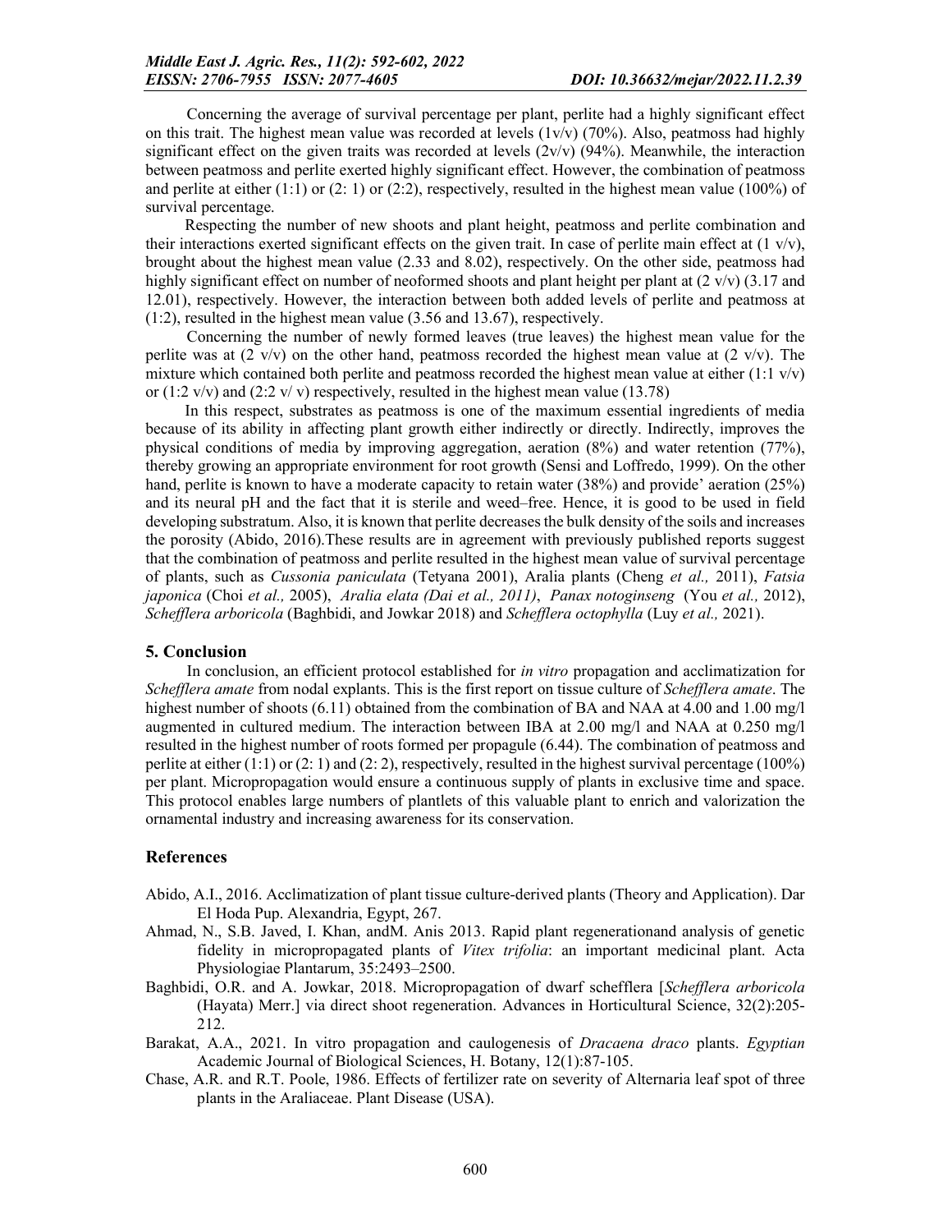Concerning the average of survival percentage per plant, perlite had a highly significant effect on this trait. The highest mean value was recorded at levels (1v/v) (70%). Also, peatmoss had highly significant effect on the given traits was recorded at levels (2v/v) (94%). Meanwhile, the interaction between peatmoss and perlite exerted highly significant effect. However, the combination of peatmoss and perlite at either (1:1) or (2: 1) or (2:2), respectively, resulted in the highest mean value (100%) of survival percentage.

Respecting the number of new shoots and plant height, peatmoss and perlite combination and their interactions exerted significant effects on the given trait. In case of perlite main effect at (1 v/v), brought about the highest mean value (2.33 and 8.02), respectively. On the other side, peatmoss had highly significant effect on number of neoformed shoots and plant height per plant at (2 v/v) (3.17 and 12.01), respectively. However, the interaction between both added levels of perlite and peatmoss at (1:2), resulted in the highest mean value (3.56 and 13.67), respectively.

Concerning the number of newly formed leaves (true leaves) the highest mean value for the perlite was at (2 v/v) on the other hand, peatmoss recorded the highest mean value at (2 v/v). The mixture which contained both perlite and peatmoss recorded the highest mean value at either (1:1 v/v) or (1:2 v/v) and (2:2 v/ v) respectively, resulted in the highest mean value (13.78)

In this respect, substrates as peatmoss is one of the maximum essential ingredients of media because of its ability in affecting plant growth either indirectly or directly. Indirectly, improves the physical conditions of media by improving aggregation, aeration (8%) and water retention (77%), thereby growing an appropriate environment for root growth (Sensi and Loffredo, 1999). On the other hand, perlite is known to have a moderate capacity to retain water (38%) and provide' aeration (25%) and its neural pH and the fact that it is sterile and weed–free. Hence, it is good to be used in field developing substratum. Also, it is known that perlite decreases the bulk density of the soils and increases the porosity (Abido, 2016).These results are in agreement with previously published reports suggest that the combination of peatmoss and perlite resulted in the highest mean value of survival percentage of plants, such as *Cussonia paniculata* (Tetyana 2001), Aralia plants (Cheng *et al.,* 2011), *Fatsia japonica* (Choi *et al.,* 2005), *Aralia elata (Dai et al., 2011)*, *Panax notoginseng* (You *et al.,* 2012), *Schefflera arboricola* (Baghbidi, and Jowkar 2018) and *Schefflera octophylla* (Luy *et al.,* 2021).

## 5. Conclusion

In conclusion, an efficient protocol established for *in vitro* propagation and acclimatization for *Schefflera amate* from nodal explants. This is the first report on tissue culture of *Schefflera amate*. The highest number of shoots (6.11) obtained from the combination of BA and NAA at 4.00 and 1.00 mg/l augmented in cultured medium. The interaction between IBA at 2.00 mg/l and NAA at 0.250 mg/l resulted in the highest number of roots formed per propagule (6.44). The combination of peatmoss and perlite at either (1:1) or (2: 1) and (2: 2), respectively, resulted in the highest survival percentage (100%) per plant. Micropropagation would ensure a continuous supply of plants in exclusive time and space. This protocol enables large numbers of plantlets of this valuable plant to enrich and valorization the ornamental industry and increasing awareness for its conservation.

## References

Abido, A.I., 2016. Acclimatization of plant tissue culture-derived plants (Theory and Application). Dar El Hoda Pup. Alexandria, Egypt, 267.

Ahmad, N., S.B. Javed, I. Khan, andM. Anis 2013. Rapid plant regenerationand analysis of genetic fidelity in micropropagated plants of *Vitex trifolia*: an important medicinal plant. Acta Physiologiae Plantarum, 35:2493–2500.

Baghbidi, O.R. and A. Jowkar, 2018. Micropropagation of dwarf schefflera [*Schefflera arboricola* (Hayata) Merr.] via direct shoot regeneration. Advances in Horticultural Science, 32(2):205-212.

Barakat, A.A., 2021. In vitro propagation and caulogenesis of *Dracaena draco* plants. *Egyptian* Academic Journal of Biological Sciences, H. Botany, 12(1):87-105.

Chase, A.R. and R.T. Poole, 1986. Effects of fertilizer rate on severity of Alternaria leaf spot of three plants in the Araliaceae. Plant Disease (USA).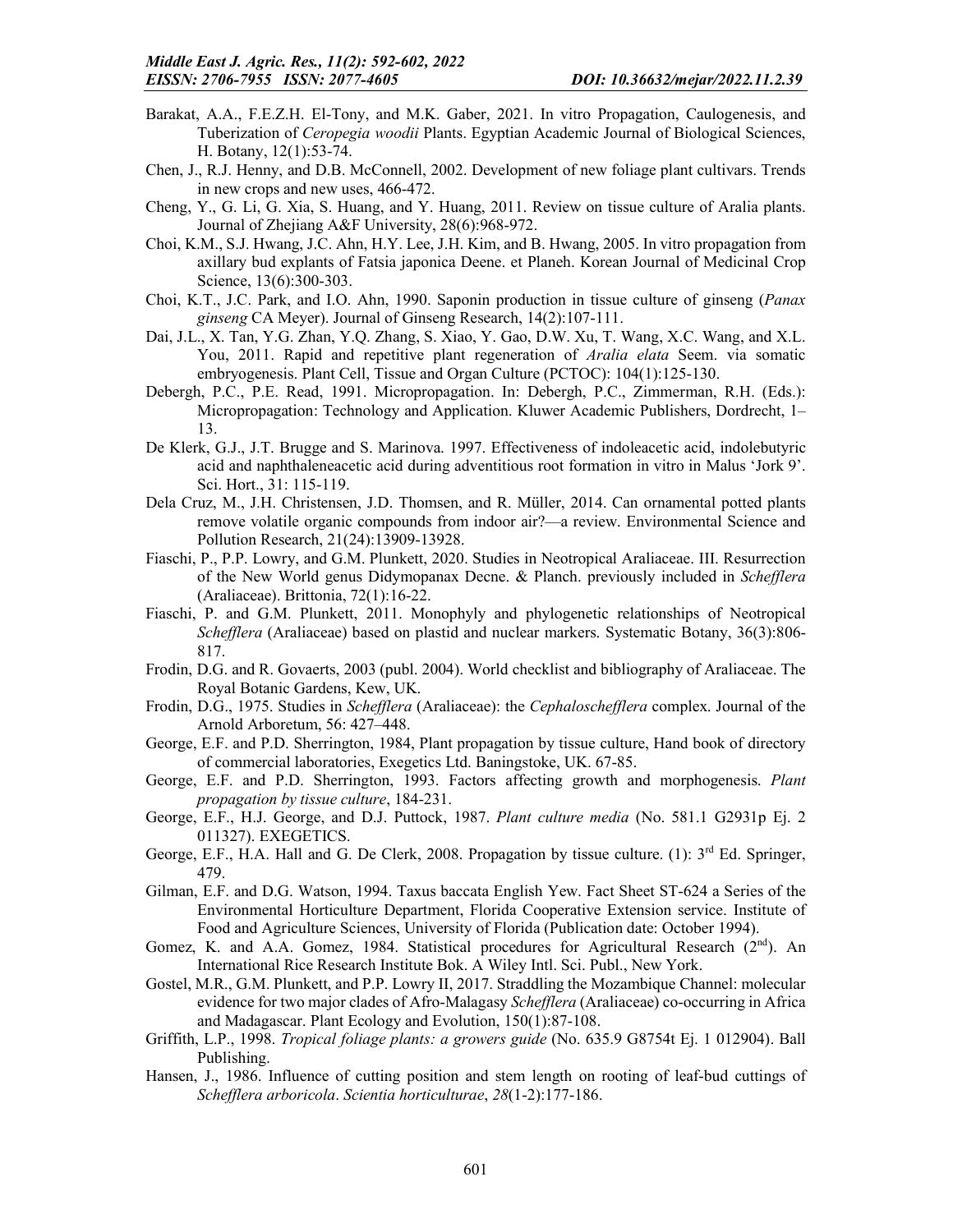Barakat, A.A., F.E.Z.H. El-Tony, and M.K. Gaber, 2021. In vitro Propagation, Caulogenesis, and Tuberization of *Ceropegia woodii* Plants. Egyptian Academic Journal of Biological Sciences, H. Botany, 12(1):53-74.

Chen, J., R.J. Henny, and D.B. McConnell, 2002. Development of new foliage plant cultivars. Trends in new crops and new uses, 466-472.

Cheng, Y., G. Li, G. Xia, S. Huang, and Y. Huang, 2011. Review on tissue culture of Aralia plants. Journal of Zhejiang A&F University, 28(6):968-972.

Choi, K.M., S.J. Hwang, J.C. Ahn, H.Y. Lee, J.H. Kim, and B. Hwang, 2005. In vitro propagation from axillary bud explants of Fatsia japonica Deene. et Planeh. Korean Journal of Medicinal Crop Science, 13(6):300-303.

Choi, K.T., J.C. Park, and I.O. Ahn, 1990. Saponin production in tissue culture of ginseng (*Panax ginseng* CA Meyer). Journal of Ginseng Research, 14(2):107-111.

Dai, J.L., X. Tan, Y.G. Zhan, Y.Q. Zhang, S. Xiao, Y. Gao, D.W. Xu, T. Wang, X.C. Wang, and X.L. You, 2011. Rapid and repetitive plant regeneration of *Aralia elata* Seem. via somatic embryogenesis. Plant Cell, Tissue and Organ Culture (PCTOC): 104(1):125-130.

Debergh, P.C., P.E. Read, 1991. Micropropagation. In: Debergh, P.C., Zimmerman, R.H. (Eds.): Micropropagation: Technology and Application. Kluwer Academic Publishers, Dordrecht, 1–13.

De Klerk, G.J., J.T. Brugge and S. Marinova. 1997. Effectiveness of indoleacetic acid, indolebutyric acid and naphthaleneacetic acid during adventitious root formation in vitro in Malus 'Jork 9'. Sci. Hort., 31: 115-119.

Dela Cruz, M., J.H. Christensen, J.D. Thomsen, and R. Müller, 2014. Can ornamental potted plants remove volatile organic compounds from indoor air?—a review. Environmental Science and Pollution Research, 21(24):13909-13928.

Fiaschi, P., P.P. Lowry, and G.M. Plunkett, 2020. Studies in Neotropical Araliaceae. III. Resurrection of the New World genus Didymopanax Decne. & Planch. previously included in *Schefflera* (Araliaceae). Brittonia, 72(1):16-22.

Fiaschi, P. and G.M. Plunkett, 2011. Monophyly and phylogenetic relationships of Neotropical *Schefflera* (Araliaceae) based on plastid and nuclear markers. Systematic Botany, 36(3):806-817.

Frodin, D.G. and R. Govaerts, 2003 (publ. 2004). World checklist and bibliography of Araliaceae. The Royal Botanic Gardens, Kew, UK.

Frodin, D.G., 1975. Studies in *Schefflera* (Araliaceae): the *Cephaloschefflera* complex. Journal of the Arnold Arboretum, 56: 427–448.

George, E.F. and P.D. Sherrington, 1984, Plant propagation by tissue culture, Hand book of directory of commercial laboratories, Exegetics Ltd. Baningstoke, UK. 67-85.

George, E.F. and P.D. Sherrington, 1993. Factors affecting growth and morphogenesis. *Plant propagation by tissue culture*, 184-231.

George, E.F., H.J. George, and D.J. Puttock, 1987. *Plant culture media* (No. 581.1 G2931p Ej. 2 011327). EXEGETICS.

George, E.F., H.A. Hall and G. De Clerk, 2008. Propagation by tissue culture. (1): 3rd Ed. Springer, 479.

Gilman, E.F. and D.G. Watson, 1994. Taxus baccata English Yew. Fact Sheet ST-624 a Series of the Environmental Horticulture Department, Florida Cooperative Extension service. Institute of Food and Agriculture Sciences, University of Florida (Publication date: October 1994).

Gomez, K. and A.A. Gomez, 1984. Statistical procedures for Agricultural Research (2nd). An International Rice Research Institute Bok. A Wiley Intl. Sci. Publ., New York.

Gostel, M.R., G.M. Plunkett, and P.P. Lowry II, 2017. Straddling the Mozambique Channel: molecular evidence for two major clades of Afro-Malagasy *Schefflera* (Araliaceae) co-occurring in Africa and Madagascar. Plant Ecology and Evolution, 150(1):87-108.

Griffith, L.P., 1998. *Tropical foliage plants: a growers guide* (No. 635.9 G8754t Ej. 1 012904). Ball Publishing.

Hansen, J., 1986. Influence of cutting position and stem length on rooting of leaf-bud cuttings of *Schefflera arboricola*. *Scientia horticulturae*, *28*(1-2):177-186.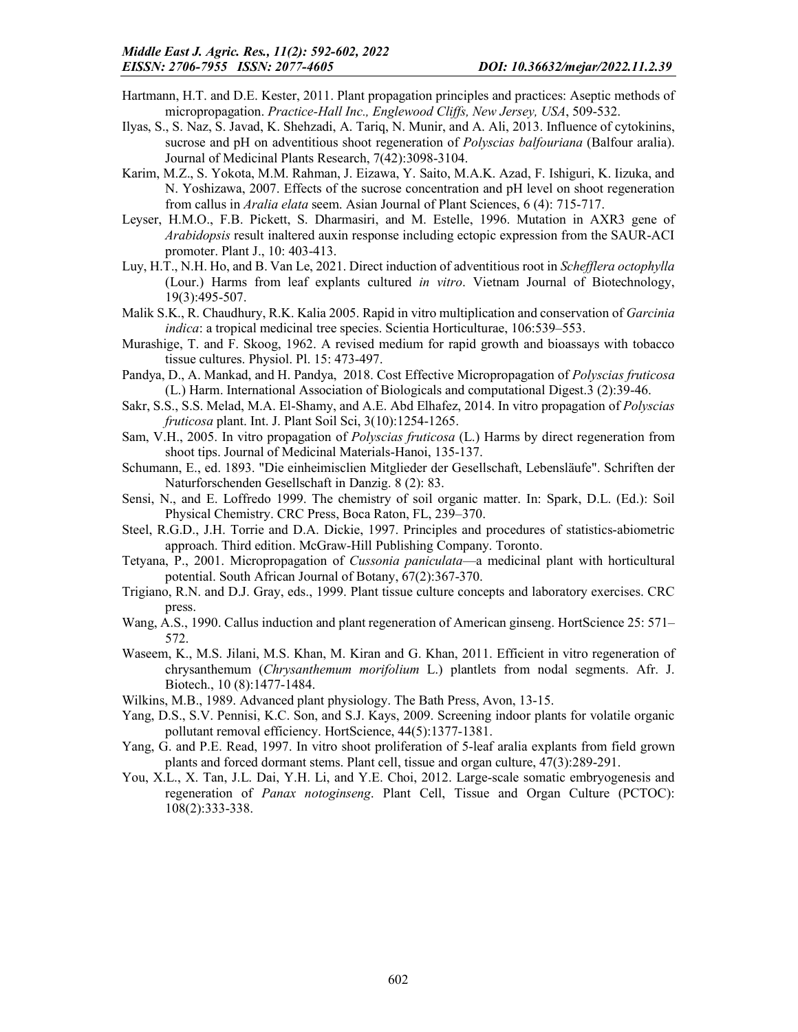Hartmann, H.T. and D.E. Kester, 2011. Plant propagation principles and practices: Aseptic methods of micropropagation. *Practice-Hall Inc., Englewood Cliffs, New Jersey, USA*, 509-532.

Ilyas, S., S. Naz, S. Javad, K. Shehzadi, A. Tariq, N. Munir, and A. Ali, 2013. Influence of cytokinins, sucrose and pH on adventitious shoot regeneration of *Polyscias balfouriana* (Balfour aralia). Journal of Medicinal Plants Research, 7(42):3098-3104.

Karim, M.Z., S. Yokota, M.M. Rahman, J. Eizawa, Y. Saito, M.A.K. Azad, F. Ishiguri, K. Iizuka, and N. Yoshizawa, 2007. Effects of the sucrose concentration and pH level on shoot regeneration from callus in *Aralia elata* seem. Asian Journal of Plant Sciences, 6 (4): 715-717.

Leyser, H.M.O., F.B. Pickett, S. Dharmasiri, and M. Estelle, 1996. Mutation in AXR3 gene of *Arabidopsis* result inaltered auxin response including ectopic expression from the SAUR-ACI promoter. Plant J., 10: 403-413.

Luy, H.T., N.H. Ho, and B. Van Le, 2021. Direct induction of adventitious root in *Schefflera octophylla* (Lour.) Harms from leaf explants cultured *in vitro*. Vietnam Journal of Biotechnology, 19(3):495-507.

Malik S.K., R. Chaudhury, R.K. Kalia 2005. Rapid in vitro multiplication and conservation of *Garcinia indica*: a tropical medicinal tree species. Scientia Horticulturae, 106:539–553.

Murashige, T. and F. Skoog, 1962. A revised medium for rapid growth and bioassays with tobacco tissue cultures. Physiol. Pl. 15: 473-497.

Pandya, D., A. Mankad, and H. Pandya, 2018. Cost Effective Micropropagation of *Polyscias fruticosa* (L.) Harm. International Association of Biologicals and computational Digest.3 (2):39-46.

Sakr, S.S., S.S. Melad, M.A. El-Shamy, and A.E. Abd Elhafez, 2014. In vitro propagation of *Polyscias fruticosa* plant. Int. J. Plant Soil Sci, 3(10):1254-1265.

Sam, V.H., 2005. In vitro propagation of *Polyscias fruticosa* (L.) Harms by direct regeneration from shoot tips. Journal of Medicinal Materials-Hanoi, 135-137.

Schumann, E., ed. 1893. "Die einheimisclien Mitglieder der Gesellschaft, Lebensläufe". Schriften der Naturforschenden Gesellschaft in Danzig. 8 (2): 83.

Sensi, N., and E. Loffredo 1999. The chemistry of soil organic matter. In: Spark, D.L. (Ed.): Soil Physical Chemistry. CRC Press, Boca Raton, FL, 239–370.

Steel, R.G.D., J.H. Torrie and D.A. Dickie, 1997. Principles and procedures of statistics-abiometric approach. Third edition. McGraw-Hill Publishing Company. Toronto.

Tetyana, P., 2001. Micropropagation of *Cussonia paniculata*—a medicinal plant with horticultural potential. South African Journal of Botany, 67(2):367-370.

Trigiano, R.N. and D.J. Gray, eds., 1999. Plant tissue culture concepts and laboratory exercises. CRC press.

Wang, A.S., 1990. Callus induction and plant regeneration of American ginseng. HortScience 25: 571–572.

Waseem, K., M.S. Jilani, M.S. Khan, M. Kiran and G. Khan, 2011. Efficient in vitro regeneration of chrysanthemum (*Chrysanthemum morifolium* L.) plantlets from nodal segments. Afr. J. Biotech., 10 (8):1477-1484.

Wilkins, M.B., 1989. Advanced plant physiology. The Bath Press, Avon, 13-15.

Yang, D.S., S.V. Pennisi, K.C. Son, and S.J. Kays, 2009. Screening indoor plants for volatile organic pollutant removal efficiency. HortScience, 44(5):1377-1381.

Yang, G. and P.E. Read, 1997. In vitro shoot proliferation of 5-leaf aralia explants from field grown plants and forced dormant stems. Plant cell, tissue and organ culture, 47(3):289-291.

You, X.L., X. Tan, J.L. Dai, Y.H. Li, and Y.E. Choi, 2012. Large-scale somatic embryogenesis and regeneration of *Panax notoginseng*. Plant Cell, Tissue and Organ Culture (PCTOC): 108(2):333-338.